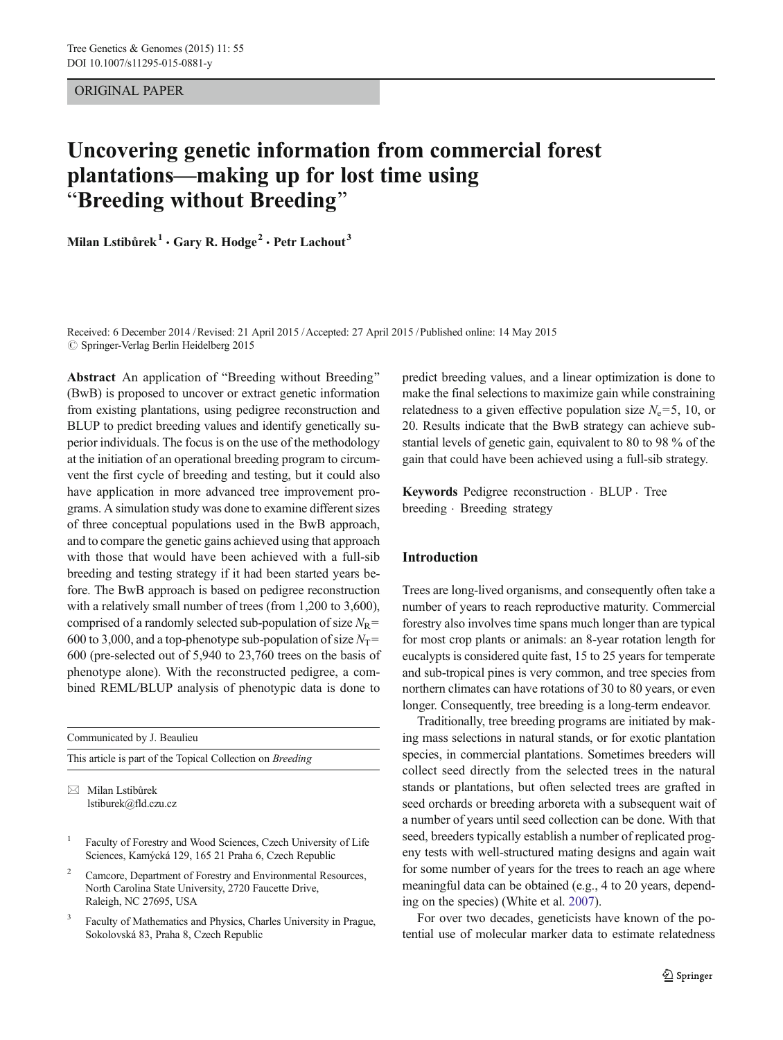ORIGINAL PAPER

# Uncovering genetic information from commercial forest plantations—making up for lost time using "Breeding without Breeding"

**Milan Lstibůrek[1] · Gary R. Hodge[2] · Petr Lachout[3]**

Received: 6 December 2014 / Revised: 21 April 2015 / Accepted: 27 April 2015 / Published online: 14 May 2015
© Springer-Verlag Berlin Heidelberg 2015

**Abstract** An application of "Breeding without Breeding" (BwB) is proposed to uncover or extract genetic information from existing plantations, using pedigree reconstruction and BLUP to predict breeding values and identify genetically superior individuals. The focus is on the use of the methodology at the initiation of an operational breeding program to circumvent the first cycle of breeding and testing, but it could also have application in more advanced tree improvement programs. A simulation study was done to examine different sizes of three conceptual populations used in the BwB approach, and to compare the genetic gains achieved using that approach with those that would have been achieved with a full-sib breeding and testing strategy if it had been started years before. The BwB approach is based on pedigree reconstruction with a relatively small number of trees (from 1,200 to 3,600), comprised of a randomly selected sub-population of size $N_R$= 600 to 3,000, and a top-phenotype sub-population of size $N_T$= 600 (pre-selected out of 5,940 to 23,760 trees on the basis of phenotype alone). With the reconstructed pedigree, a combined REML/BLUP analysis of phenotypic data is done to predict breeding values, and a linear optimization is done to make the final selections to maximize gain while constraining relatedness to a given effective population size $N_e$=5, 10, or 20. Results indicate that the BwB strategy can achieve substantial levels of genetic gain, equivalent to 80 to 98 % of the gain that could have been achieved using a full-sib strategy.

**Keywords** Pedigree reconstruction · BLUP · Tree breeding · Breeding strategy

Communicated by J. Beaulieu

This article is part of the Topical Collection on *Breeding*

✉ Milan Lstibůrek
lstiburek@fld.czu.cz

[1] Faculty of Forestry and Wood Sciences, Czech University of Life Sciences, Kamýcká 129, 165 21 Praha 6, Czech Republic

[2] Camcore, Department of Forestry and Environmental Resources, North Carolina State University, 2720 Faucette Drive, Raleigh, NC 27695, USA

[3] Faculty of Mathematics and Physics, Charles University in Prague, Sokolovská 83, Praha 8, Czech Republic

## Introduction

Trees are long-lived organisms, and consequently often take a number of years to reach reproductive maturity. Commercial forestry also involves time spans much longer than are typical for most crop plants or animals: an 8-year rotation length for eucalypts is considered quite fast, 15 to 25 years for temperate and sub-tropical pines is very common, and tree species from northern climates can have rotations of 30 to 80 years, or even longer. Consequently, tree breeding is a long-term endeavor.

Traditionally, tree breeding programs are initiated by making mass selections in natural stands, or for exotic plantation species, in commercial plantations. Sometimes breeders will collect seed directly from the selected trees in the natural stands or plantations, but often selected trees are grafted in seed orchards or breeding arboreta with a subsequent wait of a number of years until seed collection can be done. With that seed, breeders typically establish a number of replicated progeny tests with well-structured mating designs and again wait for some number of years for the trees to reach an age where meaningful data can be obtained (e.g., 4 to 20 years, depending on the species) (White et al. 2007).

For over two decades, geneticists have known of the potential use of molecular marker data to estimate relatedness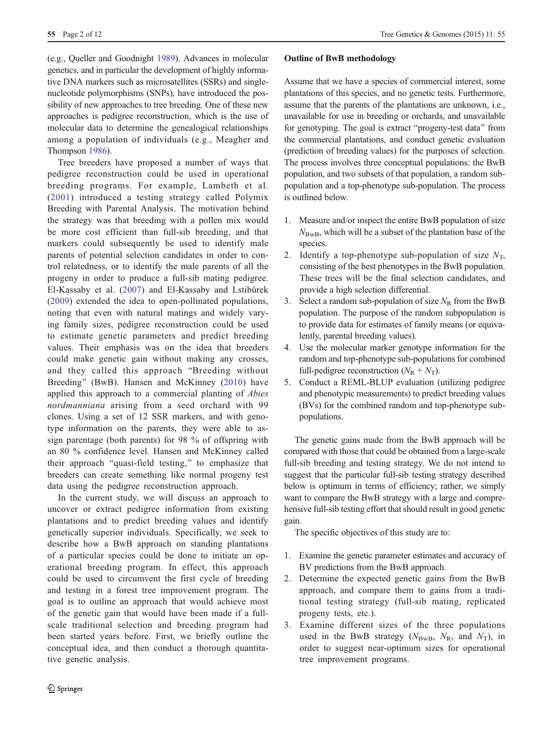(e.g., Queller and Goodnight 1989). Advances in molecular genetics, and in particular the development of highly informative DNA markers such as microsatellites (SSRs) and single-nucleotide polymorphisms (SNPs), have introduced the possibility of new approaches to tree breeding. One of these new approaches is pedigree reconstruction, which is the use of molecular data to determine the genealogical relationships among a population of individuals (e.g., Meagher and Thompson 1986).

Tree breeders have proposed a number of ways that pedigree reconstruction could be used in operational breeding programs. For example, Lambeth et al. (2001) introduced a testing strategy called Polymix Breeding with Parental Analysis. The motivation behind the strategy was that breeding with a pollen mix would be more cost efficient than full-sib breeding, and that markers could subsequently be used to identify male parents of potential selection candidates in order to control relatedness, or to identify the male parents of all the progeny in order to produce a full-sib mating pedigree. El-Kassaby et al. (2007) and El-Kassaby and Lstibůrek (2009) extended the idea to open-pollinated populations, noting that even with natural matings and widely varying family sizes, pedigree reconstruction could be used to estimate genetic parameters and predict breeding values. Their emphasis was on the idea that breeders could make genetic gain without making any crosses, and they called this approach "Breeding without Breeding" (BwB). Hansen and McKinney (2010) have applied this approach to a commercial planting of *Abies nordmanniana* arising from a seed orchard with 99 clones. Using a set of 12 SSR markers, and with genotype information on the parents, they were able to assign parentage (both parents) for 98 % of offspring with an 80 % confidence level. Hansen and McKinney called their approach "quasi-field testing," to emphasize that breeders can create something like normal progeny test data using the pedigree reconstruction approach.

In the current study, we will discuss an approach to uncover or extract pedigree information from existing plantations and to predict breeding values and identify genetically superior individuals. Specifically, we seek to describe how a BwB approach on standing plantations of a particular species could be done to initiate an operational breeding program. In effect, this approach could be used to circumvent the first cycle of breeding and testing in a forest tree improvement program. The goal is to outline an approach that would achieve most of the genetic gain that would have been made if a full-scale traditional selection and breeding program had been started years before. First, we briefly outline the conceptual idea, and then conduct a thorough quantitative genetic analysis.

## Outline of BwB methodology

Assume that we have a species of commercial interest, some plantations of this species, and no genetic tests. Furthermore, assume that the parents of the plantations are unknown, i.e., unavailable for use in breeding or orchards, and unavailable for genotyping. The goal is extract "progeny-test data" from the commercial plantations, and conduct genetic evaluation (prediction of breeding values) for the purposes of selection. The process involves three conceptual populations: the BwB population, and two subsets of that population, a random sub-population and a top-phenotype sub-population. The process is outlined below.

1. Measure and/or inspect the entire BwB population of size $N_{\mathrm{BwB}}$, which will be a subset of the plantation base of the species.
2. Identify a top-phenotype sub-population of size $N_{\mathrm{T}}$, consisting of the best phenotypes in the BwB population. These trees will be the final selection candidates, and provide a high selection differential.
3. Select a random sub-population of size $N_{\mathrm{R}}$ from the BwB population. The purpose of the random subpopulation is to provide data for estimates of family means (or equivalently, parental breeding values).
4. Use the molecular marker genotype information for the random and top-phenotype sub-populations for combined full-pedigree reconstruction ($N_{\mathrm{R}} + N_{\mathrm{T}}$).
5. Conduct a REML-BLUP evaluation (utilizing pedigree and phenotypic measurements) to predict breeding values (BVs) for the combined random and top-phenotype sub-populations.

The genetic gains made from the BwB approach will be compared with those that could be obtained from a large-scale full-sib breeding and testing strategy. We do not intend to suggest that the particular full-sib testing strategy described below is optimum in terms of efficiency; rather, we simply want to compare the BwB strategy with a large and comprehensive full-sib testing effort that should result in good genetic gain.

The specific objectives of this study are to:

1. Examine the genetic parameter estimates and accuracy of BV predictions from the BwB approach.
2. Determine the expected genetic gains from the BwB approach, and compare them to gains from a traditional testing strategy (full-sib mating, replicated progeny tests, etc.).
3. Examine different sizes of the three populations used in the BwB strategy ($N_{\mathrm{BwB}}$, $N_{\mathrm{R}}$, and $N_{\mathrm{T}}$), in order to suggest near-optimum sizes for operational tree improvement programs.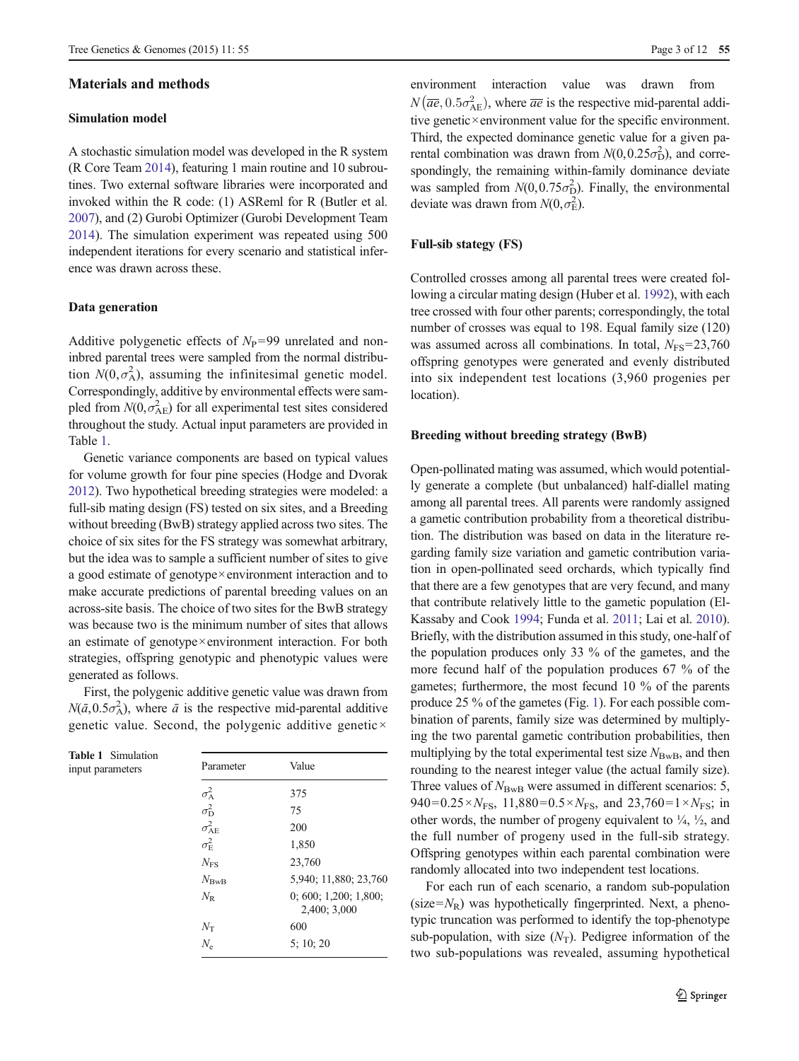## Materials and methods

### Simulation model

A stochastic simulation model was developed in the R system (R Core Team 2014), featuring 1 main routine and 10 subroutines. Two external software libraries were incorporated and invoked within the R code: (1) ASReml for R (Butler et al. 2007), and (2) Gurobi Optimizer (Gurobi Development Team 2014). The simulation experiment was repeated using 500 independent iterations for every scenario and statistical inference was drawn across these.

### Data generation

Additive polygenetic effects of $N_P$=99 unrelated and non-inbred parental trees were sampled from the normal distribution $N(0,\sigma_A^2)$, assuming the infinitesimal genetic model. Correspondingly, additive by environmental effects were sampled from $N(0,\sigma_{AE}^2)$ for all experimental test sites considered throughout the study. Actual input parameters are provided in Table 1.

Genetic variance components are based on typical values for volume growth for four pine species (Hodge and Dvorak 2012). Two hypothetical breeding strategies were modeled: a full-sib mating design (FS) tested on six sites, and a Breeding without breeding (BwB) strategy applied across two sites. The choice of six sites for the FS strategy was somewhat arbitrary, but the idea was to sample a sufficient number of sites to give a good estimate of genotype×environment interaction and to make accurate predictions of parental breeding values on an across-site basis. The choice of two sites for the BwB strategy was because two is the minimum number of sites that allows an estimate of genotype×environment interaction. For both strategies, offspring genotypic and phenotypic values were generated as follows.

First, the polygenic additive genetic value was drawn from $N(\bar{a},0.5\sigma_A^2)$, where $\bar{a}$ is the respective mid-parental additive genetic value. Second, the polygenic additive genetic×environment interaction value was drawn from $N(\overline{ae},0.5\sigma_{AE}^2)$, where $\overline{ae}$ is the respective mid-parental additive genetic×environment value for the specific environment. Third, the expected dominance genetic value for a given parental combination was drawn from $N(0,0.25\sigma_D^2)$, and correspondingly, the remaining within-family dominance deviate was sampled from $N(0,0.75\sigma_D^2)$. Finally, the environmental deviate was drawn from $N(0,\sigma_E^2)$.

**Table 1** Simulation input parameters

| Parameter | Value |
|---|---|
| $\sigma_A^2$ | 375 |
| $\sigma_D^2$ | 75 |
| $\sigma_{AE}^2$ | 200 |
| $\sigma_E^2$ | 1,850 |
| $N_{FS}$ | 23,760 |
| $N_{BwB}$ | 5,940; 11,880; 23,760 |
| $N_R$ | 0; 600; 1,200; 1,800; 2,400; 3,000 |
| $N_T$ | 600 |
| $N_e$ | 5; 10; 20 |

### Full-sib stategy (FS)

Controlled crosses among all parental trees were created following a circular mating design (Huber et al. 1992), with each tree crossed with four other parents; correspondingly, the total number of crosses was equal to 198. Equal family size (120) was assumed across all combinations. In total, $N_{FS}$=23,760 offspring genotypes were generated and evenly distributed into six independent test locations (3,960 progenies per location).

### Breeding without breeding strategy (BwB)

Open-pollinated mating was assumed, which would potentially generate a complete (but unbalanced) half-diallel mating among all parental trees. All parents were randomly assigned a gametic contribution probability from a theoretical distribution. The distribution was based on data in the literature regarding family size variation and gametic contribution variation in open-pollinated seed orchards, which typically find that there are a few genotypes that are very fecund, and many that contribute relatively little to the gametic population (El-Kassaby and Cook 1994; Funda et al. 2011; Lai et al. 2010). Briefly, with the distribution assumed in this study, one-half of the population produces only 33 % of the gametes, and the more fecund half of the population produces 67 % of the gametes; furthermore, the most fecund 10 % of the parents produce 25 % of the gametes (Fig. 1). For each possible combination of parents, family size was determined by multiplying the two parental gametic contribution probabilities, then multiplying by the total experimental test size $N_{BwB}$, and then rounding to the nearest integer value (the actual family size). Three values of $N_{BwB}$ were assumed in different scenarios: 5,940=0.25×$N_{FS}$, 11,880=0.5×$N_{FS}$, and 23,760=1×$N_{FS}$; in other words, the number of progeny equivalent to ¼, ½, and the full number of progeny used in the full-sib strategy. Offspring genotypes within each parental combination were randomly allocated into two independent test locations.

For each run of each scenario, a random sub-population (size=$N_R$) was hypothetically fingerprinted. Next, a phenotypic truncation was performed to identify the top-phenotype sub-population, with size ($N_T$). Pedigree information of the two sub-populations was revealed, assuming hypothetical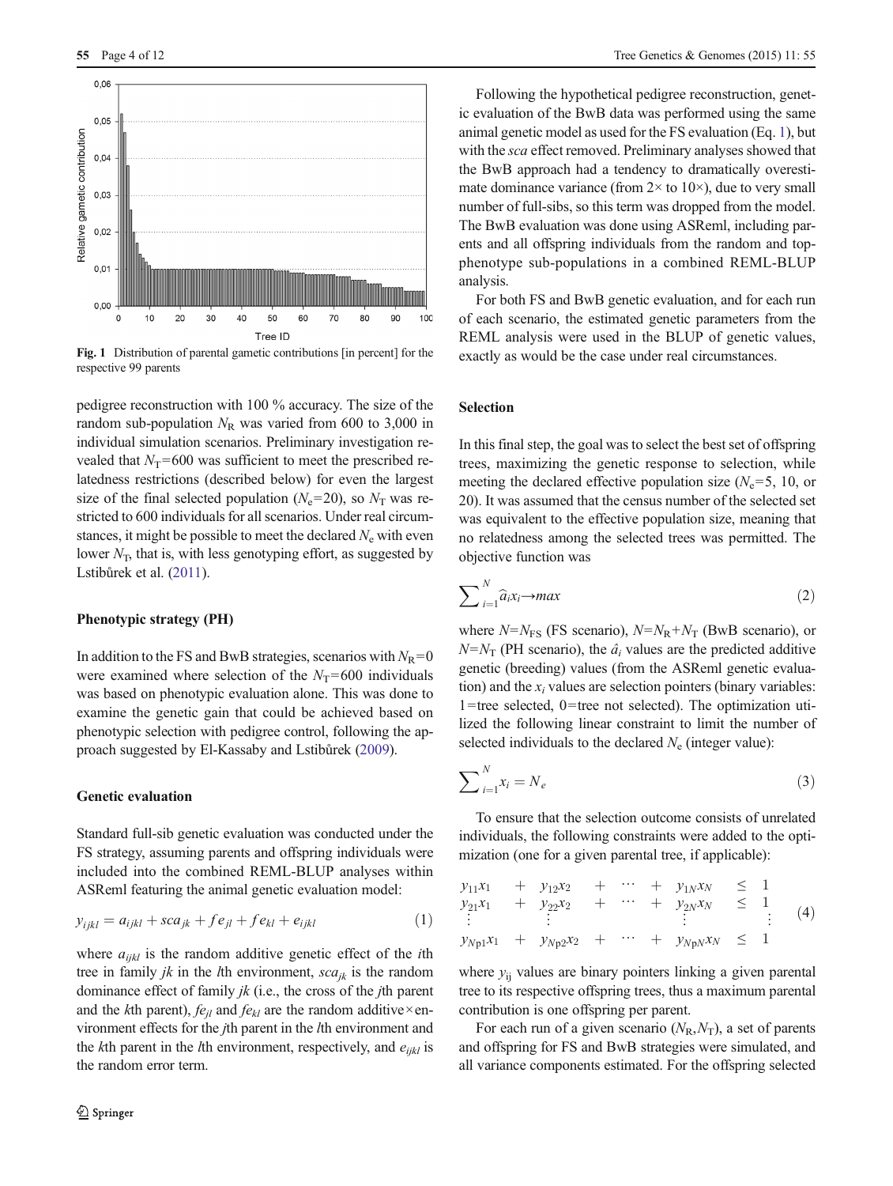Fig. 1 Distribution of parental gametic contributions [in percent] for the respective 99 parents

pedigree reconstruction with 100 % accuracy. The size of the random sub-population $N_R$ was varied from 600 to 3,000 in individual simulation scenarios. Preliminary investigation revealed that $N_T$=600 was sufficient to meet the prescribed relatedness restrictions (described below) for even the largest size of the final selected population ($N_e$=20), so $N_T$ was restricted to 600 individuals for all scenarios. Under real circumstances, it might be possible to meet the declared $N_e$ with even lower $N_T$, that is, with less genotyping effort, as suggested by Lstibůrek et al. (2011).

### Phenotypic strategy (PH)

In addition to the FS and BwB strategies, scenarios with $N_R$=0 were examined where selection of the $N_T$=600 individuals was based on phenotypic evaluation alone. This was done to examine the genetic gain that could be achieved based on phenotypic selection with pedigree control, following the approach suggested by El-Kassaby and Lstibůrek (2009).

### Genetic evaluation

Standard full-sib genetic evaluation was conducted under the FS strategy, assuming parents and offspring individuals were included into the combined REML-BLUP analyses within ASReml featuring the animal genetic evaluation model:

$$y_{ijkl} = a_{ijkl} + sca_{jk} + fe_{jl} + fe_{kl} + e_{ijkl} \tag{1}$$

where $a_{ijkl}$ is the random additive genetic effect of the $i$th tree in family $jk$ in the $l$th environment, $sca_{jk}$ is the random dominance effect of family $jk$ (i.e., the cross of the $j$th parent and the $k$th parent), $fe_{jl}$ and $fe_{kl}$ are the random additive×environment effects for the $j$th parent in the $l$th environment and the $k$th parent in the $l$th environment, respectively, and $e_{ijkl}$ is the random error term.

Following the hypothetical pedigree reconstruction, genetic evaluation of the BwB data was performed using the same animal genetic model as used for the FS evaluation (Eq. 1), but with the *sca* effect removed. Preliminary analyses showed that the BwB approach had a tendency to dramatically overestimate dominance variance (from 2× to 10×), due to very small number of full-sibs, so this term was dropped from the model. The BwB evaluation was done using ASReml, including parents and all offspring individuals from the random and top-phenotype sub-populations in a combined REML-BLUP analysis.

For both FS and BwB genetic evaluation, and for each run of each scenario, the estimated genetic parameters from the REML analysis were used in the BLUP of genetic values, exactly as would be the case under real circumstances.

### Selection

In this final step, the goal was to select the best set of offspring trees, maximizing the genetic response to selection, while meeting the declared effective population size ($N_e$=5, 10, or 20). It was assumed that the census number of the selected set was equivalent to the effective population size, meaning that no relatedness among the selected trees was permitted. The objective function was

$$\sum_{i=1}^{N} \hat{a}_i x_i \rightarrow max \tag{2}$$

where $N$=$N_{FS}$ (FS scenario), $N$=$N_R$+$N_T$ (BwB scenario), or $N$=$N_T$ (PH scenario), the $\hat{a}_i$ values are the predicted additive genetic (breeding) values (from the ASReml genetic evaluation) and the $x_i$ values are selection pointers (binary variables: 1=tree selected, 0=tree not selected). The optimization utilized the following linear constraint to limit the number of selected individuals to the declared $N_e$ (integer value):

$$\sum_{i=1}^{N} x_i = N_e \tag{3}$$

To ensure that the selection outcome consists of unrelated individuals, the following constraints were added to the optimization (one for a given parental tree, if applicable):

$$\begin{array}{ccccccccc} y_{11}x_1 & + & y_{12}x_2 & + & \cdots & + & y_{1N}x_N & \leq & 1 \\ y_{21}x_1 & + & y_{22}x_2 & + & \cdots & + & y_{2N}x_N & \leq & 1 \\ \vdots & & \vdots & & & & \vdots & & \vdots \\ y_{Np1}x_1 & + & y_{Np2}x_2 & + & \cdots & + & y_{NpN}x_N & \leq & 1 \end{array} \tag{4}$$

where $y_{ij}$ values are binary pointers linking a given parental tree to its respective offspring trees, thus a maximum parental contribution is one offspring per parent.

For each run of a given scenario ($N_R$,$N_T$), a set of parents and offspring for FS and BwB strategies were simulated, and all variance components estimated. For the offspring selected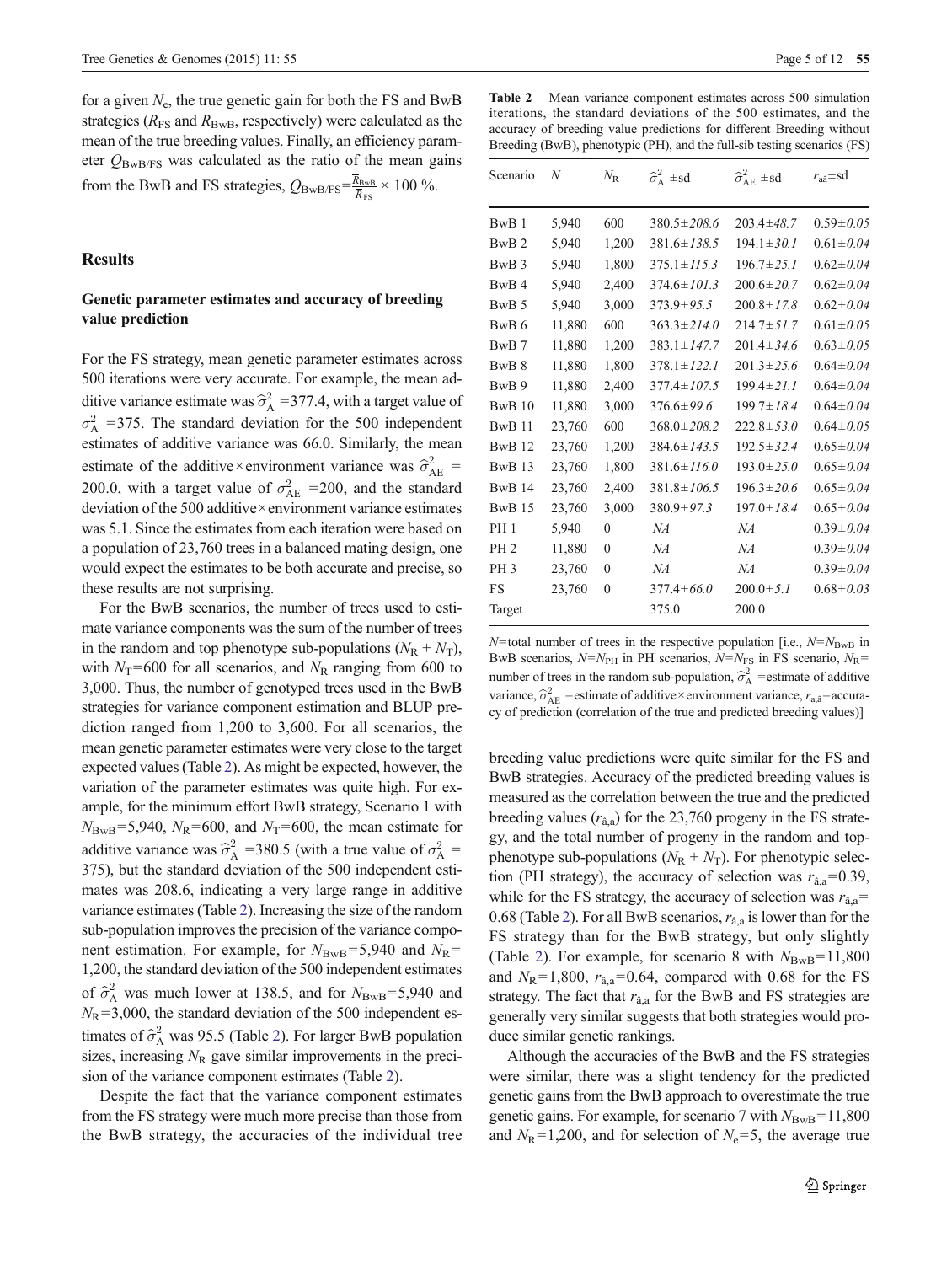for a given $N_e$, the true genetic gain for both the FS and BwB strategies ($R_{FS}$ and $R_{BwB}$, respectively) were calculated as the mean of the true breeding values. Finally, an efficiency parameter $Q_{BwB/FS}$ was calculated as the ratio of the mean gains from the BwB and FS strategies, $Q_{BwB/FS}=\frac{\overline{R}_{BwB}}{\overline{R}_{FS}}\times 100\ \%$.

## Results

### Genetic parameter estimates and accuracy of breeding value prediction

For the FS strategy, mean genetic parameter estimates across 500 iterations were very accurate. For example, the mean additive variance estimate was $\widehat{\sigma}^2_A$ =377.4, with a target value of $\sigma^2_A$ =375. The standard deviation for the 500 independent estimates of additive variance was 66.0. Similarly, the mean estimate of the additive×environment variance was $\widehat{\sigma}^2_{AE}$ = 200.0, with a target value of $\sigma^2_{AE}$ =200, and the standard deviation of the 500 additive×environment variance estimates was 5.1. Since the estimates from each iteration were based on a population of 23,760 trees in a balanced mating design, one would expect the estimates to be both accurate and precise, so these results are not surprising.

For the BwB scenarios, the number of trees used to estimate variance components was the sum of the number of trees in the random and top phenotype sub-populations ($N_R + N_T$), with $N_T$=600 for all scenarios, and $N_R$ ranging from 600 to 3,000. Thus, the number of genotyped trees used in the BwB strategies for variance component estimation and BLUP prediction ranged from 1,200 to 3,600. For all scenarios, the mean genetic parameter estimates were very close to the target expected values (Table 2). As might be expected, however, the variation of the parameter estimates was quite high. For example, for the minimum effort BwB strategy, Scenario 1 with $N_{BwB}$=5,940, $N_R$=600, and $N_T$=600, the mean estimate for additive variance was $\widehat{\sigma}^2_A$ =380.5 (with a true value of $\sigma^2_A$ = 375), but the standard deviation of the 500 independent estimates was 208.6, indicating a very large range in additive variance estimates (Table 2). Increasing the size of the random sub-population improves the precision of the variance component estimation. For example, for $N_{BwB}$=5,940 and $N_R$= 1,200, the standard deviation of the 500 independent estimates of $\widehat{\sigma}^2_A$ was much lower at 138.5, and for $N_{BwB}$=5,940 and $N_R$=3,000, the standard deviation of the 500 independent estimates of $\widehat{\sigma}^2_A$ was 95.5 (Table 2). For larger BwB population sizes, increasing $N_R$ gave similar improvements in the precision of the variance component estimates (Table 2).

Despite the fact that the variance component estimates from the FS strategy were much more precise than those from the BwB strategy, the accuracies of the individual tree breeding value predictions were quite similar for the FS and BwB strategies. Accuracy of the predicted breeding values is measured as the correlation between the true and the predicted breeding values ($r_{\hat{a},a}$) for the 23,760 progeny in the FS strategy, and the total number of progeny in the random and top-phenotype sub-populations ($N_R + N_T$). For phenotypic selection (PH strategy), the accuracy of selection was $r_{\hat{a},a}$=0.39, while for the FS strategy, the accuracy of selection was $r_{\hat{a},a}$= 0.68 (Table 2). For all BwB scenarios, $r_{\hat{a},a}$ is lower than for the FS strategy than for the BwB strategy, but only slightly (Table 2). For example, for scenario 8 with $N_{BwB}$=11,800 and $N_R$=1,800, $r_{\hat{a},a}$=0.64, compared with 0.68 for the FS strategy. The fact that $r_{\hat{a},a}$ for the BwB and FS strategies are generally very similar suggests that both strategies would produce similar genetic rankings.

Although the accuracies of the BwB and the FS strategies were similar, there was a slight tendency for the predicted genetic gains from the BwB approach to overestimate the true genetic gains. For example, for scenario 7 with $N_{BwB}$=11,800 and $N_R$=1,200, and for selection of $N_e$=5, the average true

**Table 2** Mean variance component estimates across 500 simulation iterations, the standard deviations of the 500 estimates, and the accuracy of breeding value predictions for different Breeding without Breeding (BwB), phenotypic (PH), and the full-sib testing scenarios (FS)

| Scenario | $N$ | $N_R$ | $\widehat{\sigma}^2_A$ ±sd | $\widehat{\sigma}^2_{AE}$ ±sd | $r_{a\hat{a}}$±sd |
|---|---|---|---|---|---|
| BwB 1 | 5,940 | 600 | 380.5±*208.6* | 203.4±*48.7* | 0.59±*0.05* |
| BwB 2 | 5,940 | 1,200 | 381.6±*138.5* | 194.1±*30.1* | 0.61±*0.04* |
| BwB 3 | 5,940 | 1,800 | 375.1±*115.3* | 196.7±*25.1* | 0.62±*0.04* |
| BwB 4 | 5,940 | 2,400 | 374.6±*101.3* | 200.6±*20.7* | 0.62±*0.04* |
| BwB 5 | 5,940 | 3,000 | 373.9±*95.5* | 200.8±*17.8* | 0.62±*0.04* |
| BwB 6 | 11,880 | 600 | 363.3±*214.0* | 214.7±*51.7* | 0.61±*0.05* |
| BwB 7 | 11,880 | 1,200 | 383.1±*147.7* | 201.4±*34.6* | 0.63±*0.05* |
| BwB 8 | 11,880 | 1,800 | 378.1±*122.1* | 201.3±*25.6* | 0.64±*0.04* |
| BwB 9 | 11,880 | 2,400 | 377.4±*107.5* | 199.4±*21.1* | 0.64±*0.04* |
| BwB 10 | 11,880 | 3,000 | 376.6±*99.6* | 199.7±*18.4* | 0.64±*0.04* |
| BwB 11 | 23,760 | 600 | 368.0±*208.2* | 222.8±*53.0* | 0.64±*0.05* |
| BwB 12 | 23,760 | 1,200 | 384.6±*143.5* | 192.5±*32.4* | 0.65±*0.04* |
| BwB 13 | 23,760 | 1,800 | 381.6±*116.0* | 193.0±*25.0* | 0.65±*0.04* |
| BwB 14 | 23,760 | 2,400 | 381.8±*106.5* | 196.3±*20.6* | 0.65±*0.04* |
| BwB 15 | 23,760 | 3,000 | 380.9±*97.3* | 197.0±*18.4* | 0.65±*0.04* |
| PH 1 | 5,940 | 0 | *NA* | *NA* | 0.39±*0.04* |
| PH 2 | 11,880 | 0 | *NA* | *NA* | 0.39±*0.04* |
| PH 3 | 23,760 | 0 | *NA* | *NA* | 0.39±*0.04* |
| FS | 23,760 | 0 | 377.4±*66.0* | 200.0±*5.1* | 0.68±*0.03* |
| Target | | | 375.0 | 200.0 | |

$N$=total number of trees in the respective population [i.e., $N=N_{BwB}$ in BwB scenarios, $N=N_{PH}$ in PH scenarios, $N=N_{FS}$ in FS scenario, $N_R$= number of trees in the random sub-population, $\widehat{\sigma}^2_A$ =estimate of additive variance, $\widehat{\sigma}^2_{AE}$ =estimate of additive×environment variance, $r_{a,\hat{a}}$=accuracy of prediction (correlation of the true and predicted breeding values)]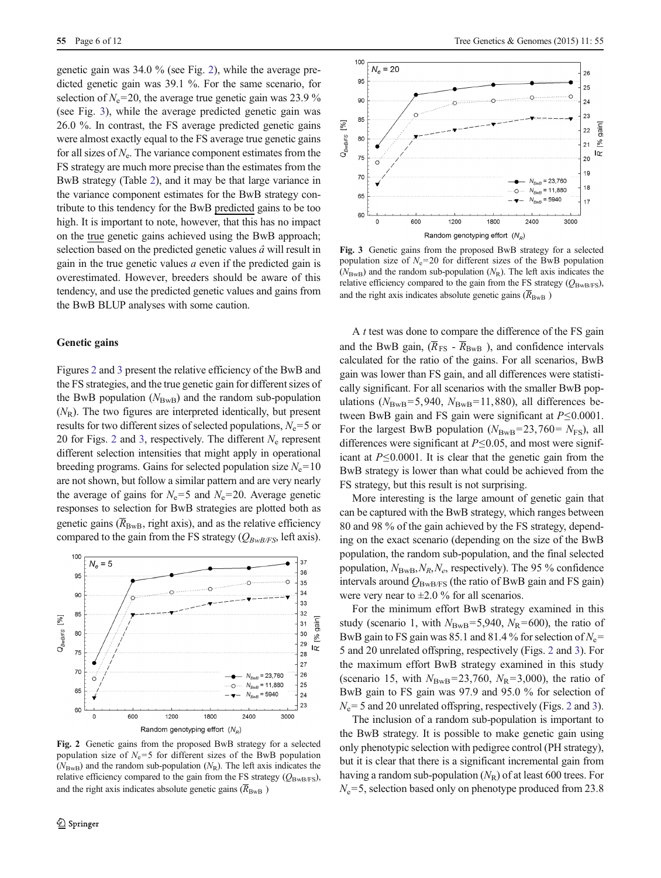genetic gain was 34.0 % (see Fig. 2), while the average predicted genetic gain was 39.1 %. For the same scenario, for selection of $N_e$=20, the average true genetic gain was 23.9 % (see Fig. 3), while the average predicted genetic gain was 26.0 %. In contrast, the FS average predicted genetic gains were almost exactly equal to the FS average true genetic gains for all sizes of $N_e$. The variance component estimates from the FS strategy are much more precise than the estimates from the BwB strategy (Table 2), and it may be that large variance in the variance component estimates for the BwB strategy contribute to this tendency for the BwB predicted gains to be too high. It is important to note, however, that this has no impact on the true genetic gains achieved using the BwB approach; selection based on the predicted genetic values $\hat{a}$ will result in gain in the true genetic values $a$ even if the predicted gain is overestimated. However, breeders should be aware of this tendency, and use the predicted genetic values and gains from the BwB BLUP analyses with some caution.

## Genetic gains

Figures 2 and 3 present the relative efficiency of the BwB and the FS strategies, and the true genetic gain for different sizes of the BwB population ($N_{BwB}$) and the random sub-population ($N_R$). The two figures are interpreted identically, but present results for two different sizes of selected populations, $N_e$=5 or 20 for Figs. 2 and 3, respectively. The different $N_e$ represent different selection intensities that might apply in operational breeding programs. Gains for selected population size $N_e$=10 are not shown, but follow a similar pattern and are very nearly the average of gains for $N_e$=5 and $N_e$=20. Average genetic responses to selection for BwB strategies are plotted both as genetic gains ($\overline{R}_{BwB}$, right axis), and as the relative efficiency compared to the gain from the FS strategy ($Q_{BwB/FS}$, left axis).

**Fig. 2** Genetic gains from the proposed BwB strategy for a selected population size of $N_e$=5 for different sizes of the BwB population ($N_{BwB}$) and the random sub-population ($N_R$). The left axis indicates the relative efficiency compared to the gain from the FS strategy ($Q_{BwB/FS}$), and the right axis indicates absolute genetic gains ($\overline{R}_{BwB}$)

**Fig. 3** Genetic gains from the proposed BwB strategy for a selected population size of $N_e$=20 for different sizes of the BwB population ($N_{BwB}$) and the random sub-population ($N_R$). The left axis indicates the relative efficiency compared to the gain from the FS strategy ($Q_{BwB/FS}$), and the right axis indicates absolute genetic gains ($\overline{R}_{BwB}$)

A $t$ test was done to compare the difference of the FS gain and the BwB gain, ($\overline{R}_{FS}$ - $\overline{R}_{BwB}$), and confidence intervals calculated for the ratio of the gains. For all scenarios, BwB gain was lower than FS gain, and all differences were statistically significant. For all scenarios with the smaller BwB populations ($N_{BwB}$=5,940, $N_{BwB}$=11,880), all differences between BwB gain and FS gain were significant at $P$≤0.0001. For the largest BwB population ($N_{BwB}$=23,760= $N_{FS}$), all differences were significant at $P$≤0.05, and most were significant at $P$≤0.0001. It is clear that the genetic gain from the BwB strategy is lower than what could be achieved from the FS strategy, but this result is not surprising.

More interesting is the large amount of genetic gain that can be captured with the BwB strategy, which ranges between 80 and 98 % of the gain achieved by the FS strategy, depending on the exact scenario (depending on the size of the BwB population, the random sub-population, and the final selected population, $N_{BwB}$, $N_R$, $N_e$, respectively). The 95 % confidence intervals around $Q_{BwB/FS}$ (the ratio of BwB gain and FS gain) were very near to ±2.0 % for all scenarios.

For the minimum effort BwB strategy examined in this study (scenario 1, with $N_{BwB}$=5,940, $N_R$=600), the ratio of BwB gain to FS gain was 85.1 and 81.4 % for selection of $N_e$= 5 and 20 unrelated offspring, respectively (Figs. 2 and 3). For the maximum effort BwB strategy examined in this study (scenario 15, with $N_{BwB}$=23,760, $N_R$=3,000), the ratio of BwB gain to FS gain was 97.9 and 95.0 % for selection of $N_e$= 5 and 20 unrelated offspring, respectively (Figs. 2 and 3).

The inclusion of a random sub-population is important to the BwB strategy. It is possible to make genetic gain using only phenotypic selection with pedigree control (PH strategy), but it is clear that there is a significant incremental gain from having a random sub-population ($N_R$) of at least 600 trees. For $N_e$=5, selection based only on phenotype produced from 23.8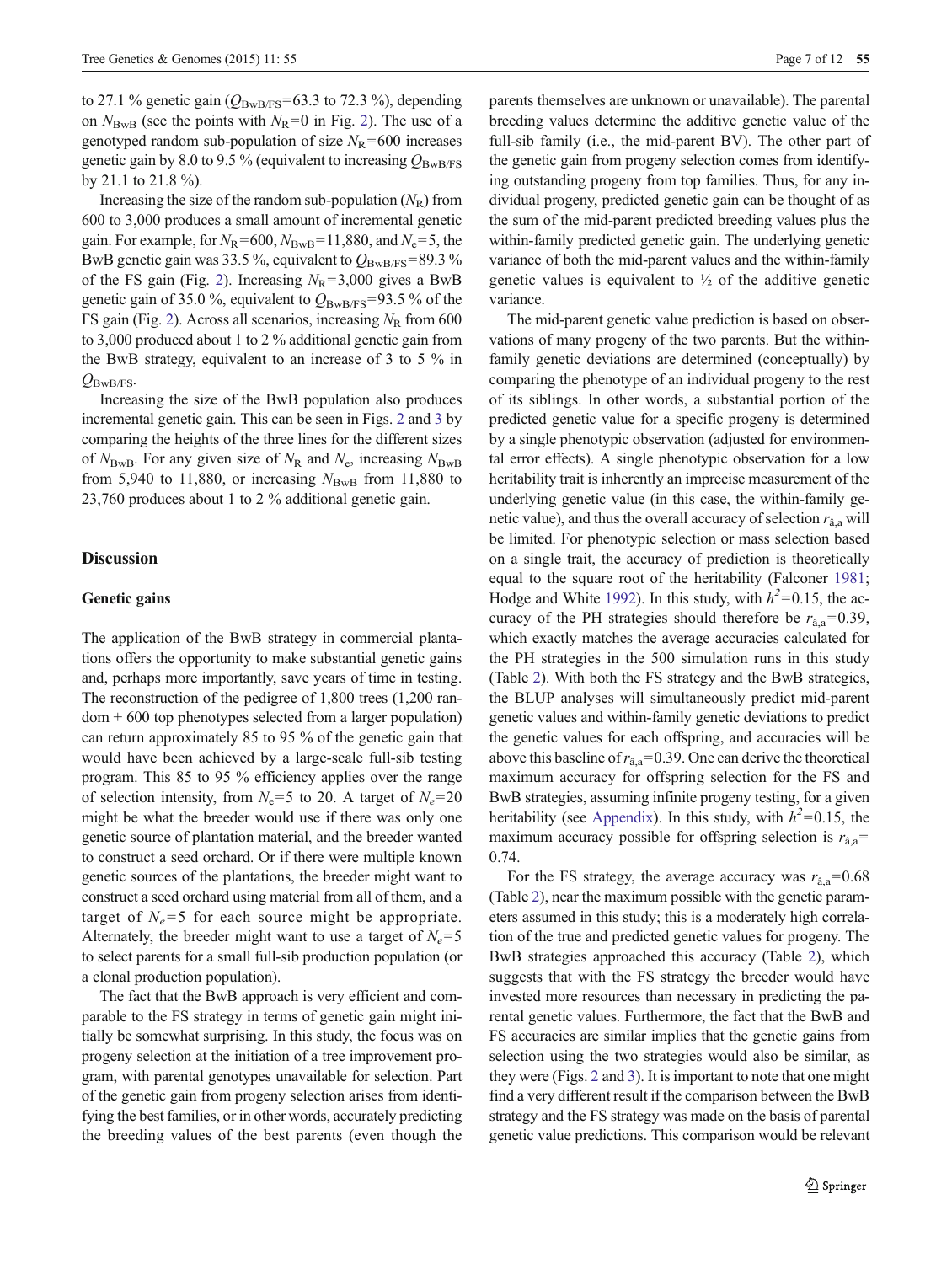to 27.1 % genetic gain ($Q_{BwB/FS}$=63.3 to 72.3 %), depending on $N_{BwB}$ (see the points with $N_R$=0 in Fig. 2). The use of a genotyped random sub-population of size $N_R$=600 increases genetic gain by 8.0 to 9.5 % (equivalent to increasing $Q_{BwB/FS}$ by 21.1 to 21.8 %).

Increasing the size of the random sub-population ($N_R$) from 600 to 3,000 produces a small amount of incremental genetic gain. For example, for $N_R$=600, $N_{BwB}$=11,880, and $N_e$=5, the BwB genetic gain was 33.5 %, equivalent to $Q_{BwB/FS}$=89.3 % of the FS gain (Fig. 2). Increasing $N_R$=3,000 gives a BwB genetic gain of 35.0 %, equivalent to $Q_{BwB/FS}$=93.5 % of the FS gain (Fig. 2). Across all scenarios, increasing $N_R$ from 600 to 3,000 produced about 1 to 2 % additional genetic gain from the BwB strategy, equivalent to an increase of 3 to 5 % in $Q_{BwB/FS}$.

Increasing the size of the BwB population also produces incremental genetic gain. This can be seen in Figs. 2 and 3 by comparing the heights of the three lines for the different sizes of $N_{BwB}$. For any given size of $N_R$ and $N_e$, increasing $N_{BwB}$ from 5,940 to 11,880, or increasing $N_{BwB}$ from 11,880 to 23,760 produces about 1 to 2 % additional genetic gain.

## Discussion

### Genetic gains

The application of the BwB strategy in commercial plantations offers the opportunity to make substantial genetic gains and, perhaps more importantly, save years of time in testing. The reconstruction of the pedigree of 1,800 trees (1,200 random + 600 top phenotypes selected from a larger population) can return approximately 85 to 95 % of the genetic gain that would have been achieved by a large-scale full-sib testing program. This 85 to 95 % efficiency applies over the range of selection intensity, from $N_e$=5 to 20. A target of $N_e$=20 might be what the breeder would use if there was only one genetic source of plantation material, and the breeder wanted to construct a seed orchard. Or if there were multiple known genetic sources of the plantations, the breeder might want to construct a seed orchard using material from all of them, and a target of $N_e$=5 for each source might be appropriate. Alternately, the breeder might want to use a target of $N_e$=5 to select parents for a small full-sib production population (or a clonal production population).

The fact that the BwB approach is very efficient and comparable to the FS strategy in terms of genetic gain might initially be somewhat surprising. In this study, the focus was on progeny selection at the initiation of a tree improvement program, with parental genotypes unavailable for selection. Part of the genetic gain from progeny selection arises from identifying the best families, or in other words, accurately predicting the breeding values of the best parents (even though the parents themselves are unknown or unavailable). The parental breeding values determine the additive genetic value of the full-sib family (i.e., the mid-parent BV). The other part of the genetic gain from progeny selection comes from identifying outstanding progeny from top families. Thus, for any individual progeny, predicted genetic gain can be thought of as the sum of the mid-parent predicted breeding values plus the within-family predicted genetic gain. The underlying genetic variance of both the mid-parent values and the within-family genetic values is equivalent to ½ of the additive genetic variance.

The mid-parent genetic value prediction is based on observations of many progeny of the two parents. But the within-family genetic deviations are determined (conceptually) by comparing the phenotype of an individual progeny to the rest of its siblings. In other words, a substantial portion of the predicted genetic value for a specific progeny is determined by a single phenotypic observation (adjusted for environmental error effects). A single phenotypic observation for a low heritability trait is inherently an imprecise measurement of the underlying genetic value (in this case, the within-family genetic value), and thus the overall accuracy of selection $r_{\hat{a},a}$ will be limited. For phenotypic selection or mass selection based on a single trait, the accuracy of prediction is theoretically equal to the square root of the heritability (Falconer 1981; Hodge and White 1992). In this study, with $h^2$=0.15, the accuracy of the PH strategies should therefore be $r_{\hat{a},a}$=0.39, which exactly matches the average accuracies calculated for the PH strategies in the 500 simulation runs in this study (Table 2). With both the FS strategy and the BwB strategies, the BLUP analyses will simultaneously predict mid-parent genetic values and within-family genetic deviations to predict the genetic values for each offspring, and accuracies will be above this baseline of $r_{\hat{a},a}$=0.39. One can derive the theoretical maximum accuracy for offspring selection for the FS and BwB strategies, assuming infinite progeny testing, for a given heritability (see Appendix). In this study, with $h^2$=0.15, the maximum accuracy possible for offspring selection is $r_{\hat{a},a}$= 0.74.

For the FS strategy, the average accuracy was $r_{\hat{a},a}$=0.68 (Table 2), near the maximum possible with the genetic parameters assumed in this study; this is a moderately high correlation of the true and predicted genetic values for progeny. The BwB strategies approached this accuracy (Table 2), which suggests that with the FS strategy the breeder would have invested more resources than necessary in predicting the parental genetic values. Furthermore, the fact that the BwB and FS accuracies are similar implies that the genetic gains from selection using the two strategies would also be similar, as they were (Figs. 2 and 3). It is important to note that one might find a very different result if the comparison between the BwB strategy and the FS strategy was made on the basis of parental genetic value predictions. This comparison would be relevant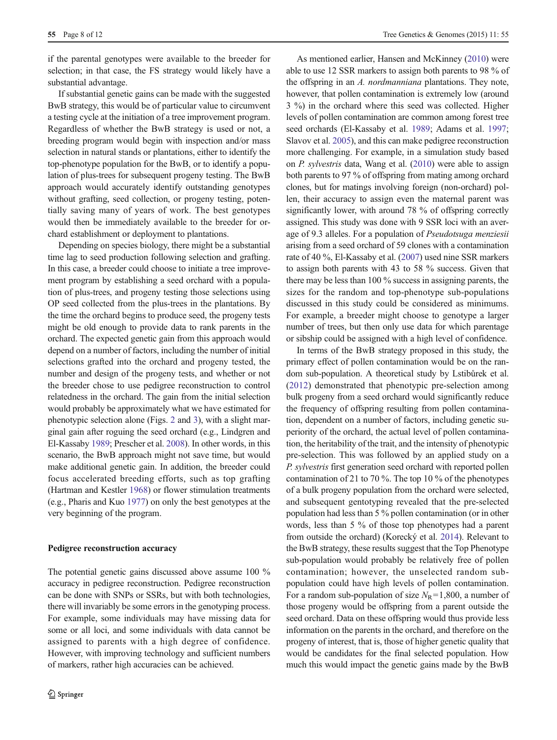if the parental genotypes were available to the breeder for selection; in that case, the FS strategy would likely have a substantial advantage.

If substantial genetic gains can be made with the suggested BwB strategy, this would be of particular value to circumvent a testing cycle at the initiation of a tree improvement program. Regardless of whether the BwB strategy is used or not, a breeding program would begin with inspection and/or mass selection in natural stands or plantations, either to identify the top-phenotype population for the BwB, or to identify a population of plus-trees for subsequent progeny testing. The BwB approach would accurately identify outstanding genotypes without grafting, seed collection, or progeny testing, potentially saving many of years of work. The best genotypes would then be immediately available to the breeder for orchard establishment or deployment to plantations.

Depending on species biology, there might be a substantial time lag to seed production following selection and grafting. In this case, a breeder could choose to initiate a tree improvement program by establishing a seed orchard with a population of plus-trees, and progeny testing those selections using OP seed collected from the plus-trees in the plantations. By the time the orchard begins to produce seed, the progeny tests might be old enough to provide data to rank parents in the orchard. The expected genetic gain from this approach would depend on a number of factors, including the number of initial selections grafted into the orchard and progeny tested, the number and design of the progeny tests, and whether or not the breeder chose to use pedigree reconstruction to control relatedness in the orchard. The gain from the initial selection would probably be approximately what we have estimated for phenotypic selection alone (Figs. 2 and 3), with a slight marginal gain after roguing the seed orchard (e.g., Lindgren and El-Kassaby 1989; Prescher et al. 2008). In other words, in this scenario, the BwB approach might not save time, but would make additional genetic gain. In addition, the breeder could focus accelerated breeding efforts, such as top grafting (Hartman and Kestler 1968) or flower stimulation treatments (e.g., Pharis and Kuo 1977) on only the best genotypes at the very beginning of the program.

### Pedigree reconstruction accuracy

The potential genetic gains discussed above assume 100 % accuracy in pedigree reconstruction. Pedigree reconstruction can be done with SNPs or SSRs, but with both technologies, there will invariably be some errors in the genotyping process. For example, some individuals may have missing data for some or all loci, and some individuals with data cannot be assigned to parents with a high degree of confidence. However, with improving technology and sufficient numbers of markers, rather high accuracies can be achieved.

As mentioned earlier, Hansen and McKinney (2010) were able to use 12 SSR markers to assign both parents to 98 % of the offspring in an *A. nordmanniana* plantations. They note, however, that pollen contamination is extremely low (around 3 %) in the orchard where this seed was collected. Higher levels of pollen contamination are common among forest tree seed orchards (El-Kassaby et al. 1989; Adams et al. 1997; Slavov et al. 2005), and this can make pedigree reconstruction more challenging. For example, in a simulation study based on *P. sylvestris* data, Wang et al. (2010) were able to assign both parents to 97 % of offspring from mating among orchard clones, but for matings involving foreign (non-orchard) pollen, their accuracy to assign even the maternal parent was significantly lower, with around 78 % of offspring correctly assigned. This study was done with 9 SSR loci with an average of 9.3 alleles. For a population of *Pseudotsuga menziesii* arising from a seed orchard of 59 clones with a contamination rate of 40 %, El-Kassaby et al. (2007) used nine SSR markers to assign both parents with 43 to 58 % success. Given that there may be less than 100 % success in assigning parents, the sizes for the random and top-phenotype sub-populations discussed in this study could be considered as minimums. For example, a breeder might choose to genotype a larger number of trees, but then only use data for which parentage or sibship could be assigned with a high level of confidence.

In terms of the BwB strategy proposed in this study, the primary effect of pollen contamination would be on the random sub-population. A theoretical study by Lstibůrek et al. (2012) demonstrated that phenotypic pre-selection among bulk progeny from a seed orchard would significantly reduce the frequency of offspring resulting from pollen contamination, dependent on a number of factors, including genetic superiority of the orchard, the actual level of pollen contamination, the heritability of the trait, and the intensity of phenotypic pre-selection. This was followed by an applied study on a *P. sylvestris* first generation seed orchard with reported pollen contamination of 21 to 70 %. The top 10 % of the phenotypes of a bulk progeny population from the orchard were selected, and subsequent gentotyping revealed that the pre-selected population had less than 5 % pollen contamination (or in other words, less than 5 % of those top phenotypes had a parent from outside the orchard) (Korecký et al. 2014). Relevant to the BwB strategy, these results suggest that the Top Phenotype sub-population would probably be relatively free of pollen contamination; however, the unselected random sub-population could have high levels of pollen contamination. For a random sub-population of size $N_R = 1{,}800$, a number of those progeny would be offspring from a parent outside the seed orchard. Data on these offspring would thus provide less information on the parents in the orchard, and therefore on the progeny of interest, that is, those of higher genetic quality that would be candidates for the final selected population. How much this would impact the genetic gains made by the BwB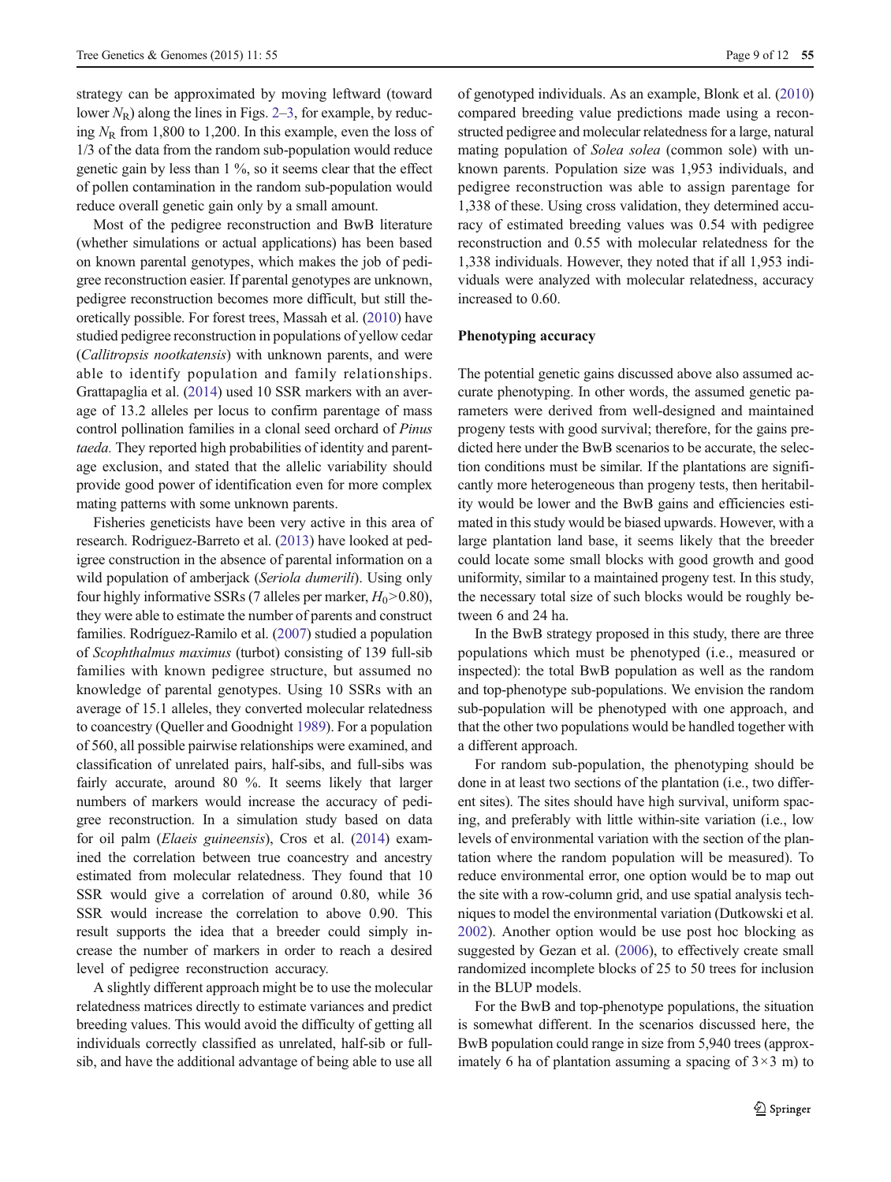strategy can be approximated by moving leftward (toward lower $N_R$) along the lines in Figs. 2–3, for example, by reducing $N_R$ from 1,800 to 1,200. In this example, even the loss of 1/3 of the data from the random sub-population would reduce genetic gain by less than 1 %, so it seems clear that the effect of pollen contamination in the random sub-population would reduce overall genetic gain only by a small amount.

Most of the pedigree reconstruction and BwB literature (whether simulations or actual applications) has been based on known parental genotypes, which makes the job of pedigree reconstruction easier. If parental genotypes are unknown, pedigree reconstruction becomes more difficult, but still theoretically possible. For forest trees, Massah et al. (2010) have studied pedigree reconstruction in populations of yellow cedar (*Callitropsis nootkatensis*) with unknown parents, and were able to identify population and family relationships. Grattapaglia et al. (2014) used 10 SSR markers with an average of 13.2 alleles per locus to confirm parentage of mass control pollination families in a clonal seed orchard of *Pinus taeda.* They reported high probabilities of identity and parentage exclusion, and stated that the allelic variability should provide good power of identification even for more complex mating patterns with some unknown parents.

Fisheries geneticists have been very active in this area of research. Rodriguez-Barreto et al. (2013) have looked at pedigree construction in the absence of parental information on a wild population of amberjack (*Seriola dumerili*). Using only four highly informative SSRs (7 alleles per marker, $H_0$>0.80), they were able to estimate the number of parents and construct families. Rodríguez-Ramilo et al. (2007) studied a population of *Scophthalmus maximus* (turbot) consisting of 139 full-sib families with known pedigree structure, but assumed no knowledge of parental genotypes. Using 10 SSRs with an average of 15.1 alleles, they converted molecular relatedness to coancestry (Queller and Goodnight 1989). For a population of 560, all possible pairwise relationships were examined, and classification of unrelated pairs, half-sibs, and full-sibs was fairly accurate, around 80 %. It seems likely that larger numbers of markers would increase the accuracy of pedigree reconstruction. In a simulation study based on data for oil palm (*Elaeis guineensis*), Cros et al. (2014) examined the correlation between true coancestry and ancestry estimated from molecular relatedness. They found that 10 SSR would give a correlation of around 0.80, while 36 SSR would increase the correlation to above 0.90. This result supports the idea that a breeder could simply increase the number of markers in order to reach a desired level of pedigree reconstruction accuracy.

A slightly different approach might be to use the molecular relatedness matrices directly to estimate variances and predict breeding values. This would avoid the difficulty of getting all individuals correctly classified as unrelated, half-sib or full-sib, and have the additional advantage of being able to use all of genotyped individuals. As an example, Blonk et al. (2010) compared breeding value predictions made using a reconstructed pedigree and molecular relatedness for a large, natural mating population of *Solea solea* (common sole) with unknown parents. Population size was 1,953 individuals, and pedigree reconstruction was able to assign parentage for 1,338 of these. Using cross validation, they determined accuracy of estimated breeding values was 0.54 with pedigree reconstruction and 0.55 with molecular relatedness for the 1,338 individuals. However, they noted that if all 1,953 individuals were analyzed with molecular relatedness, accuracy increased to 0.60.

## Phenotyping accuracy

The potential genetic gains discussed above also assumed accurate phenotyping. In other words, the assumed genetic parameters were derived from well-designed and maintained progeny tests with good survival; therefore, for the gains predicted here under the BwB scenarios to be accurate, the selection conditions must be similar. If the plantations are significantly more heterogeneous than progeny tests, then heritability would be lower and the BwB gains and efficiencies estimated in this study would be biased upwards. However, with a large plantation land base, it seems likely that the breeder could locate some small blocks with good growth and good uniformity, similar to a maintained progeny test. In this study, the necessary total size of such blocks would be roughly between 6 and 24 ha.

In the BwB strategy proposed in this study, there are three populations which must be phenotyped (i.e., measured or inspected): the total BwB population as well as the random and top-phenotype sub-populations. We envision the random sub-population will be phenotyped with one approach, and that the other two populations would be handled together with a different approach.

For random sub-population, the phenotyping should be done in at least two sections of the plantation (i.e., two different sites). The sites should have high survival, uniform spacing, and preferably with little within-site variation (i.e., low levels of environmental variation with the section of the plantation where the random population will be measured). To reduce environmental error, one option would be to map out the site with a row-column grid, and use spatial analysis techniques to model the environmental variation (Dutkowski et al. 2002). Another option would be use post hoc blocking as suggested by Gezan et al. (2006), to effectively create small randomized incomplete blocks of 25 to 50 trees for inclusion in the BLUP models.

For the BwB and top-phenotype populations, the situation is somewhat different. In the scenarios discussed here, the BwB population could range in size from 5,940 trees (approximately 6 ha of plantation assuming a spacing of 3×3 m) to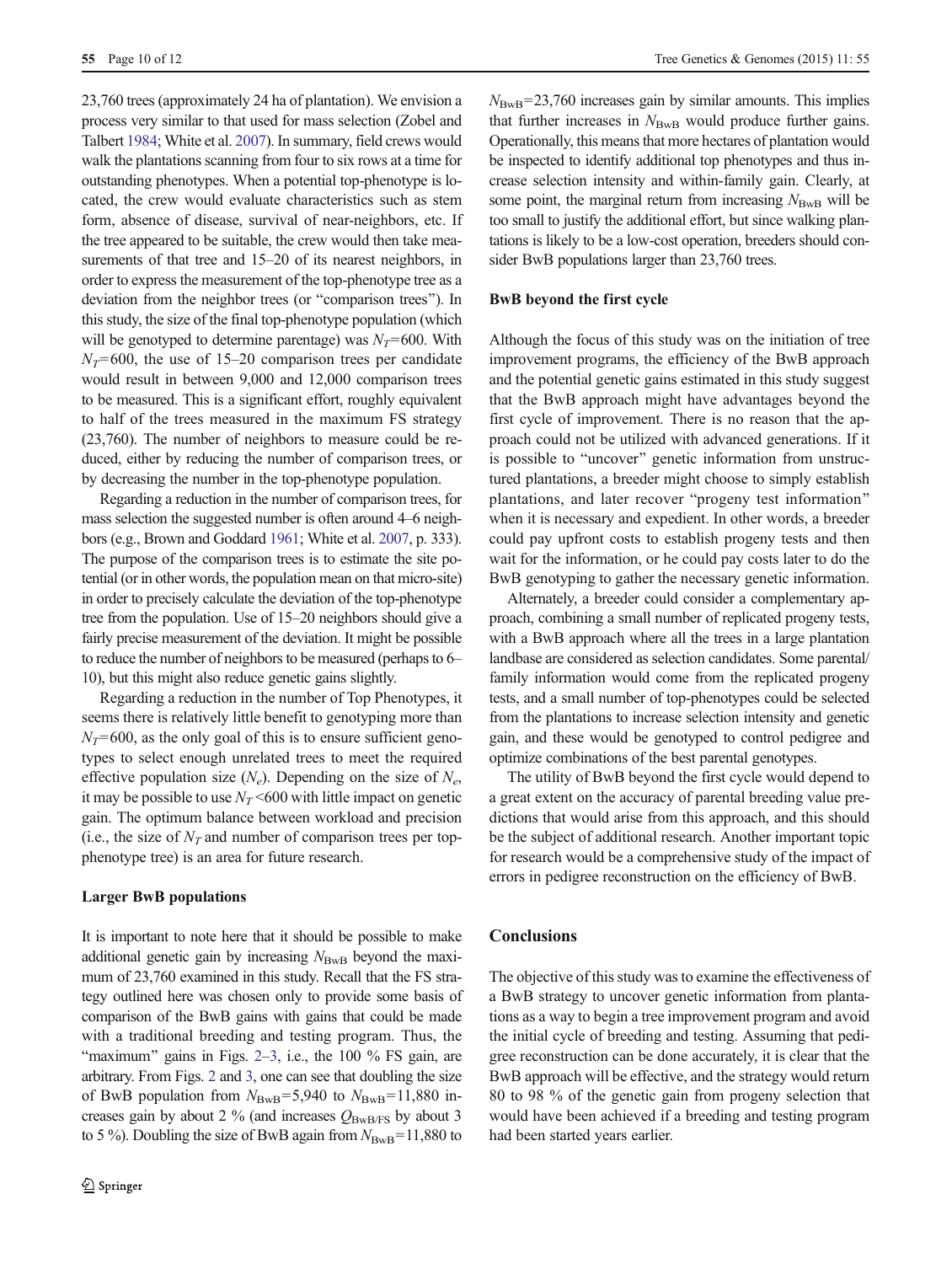23,760 trees (approximately 24 ha of plantation). We envision a process very similar to that used for mass selection (Zobel and Talbert 1984; White et al. 2007). In summary, field crews would walk the plantations scanning from four to six rows at a time for outstanding phenotypes. When a potential top-phenotype is located, the crew would evaluate characteristics such as stem form, absence of disease, survival of near-neighbors, etc. If the tree appeared to be suitable, the crew would then take measurements of that tree and 15–20 of its nearest neighbors, in order to express the measurement of the top-phenotype tree as a deviation from the neighbor trees (or "comparison trees"). In this study, the size of the final top-phenotype population (which will be genotyped to determine parentage) was $N_T$=600. With $N_T$=600, the use of 15–20 comparison trees per candidate would result in between 9,000 and 12,000 comparison trees to be measured. This is a significant effort, roughly equivalent to half of the trees measured in the maximum FS strategy (23,760). The number of neighbors to measure could be reduced, either by reducing the number of comparison trees, or by decreasing the number in the top-phenotype population.

Regarding a reduction in the number of comparison trees, for mass selection the suggested number is often around 4–6 neighbors (e.g., Brown and Goddard 1961; White et al. 2007, p. 333). The purpose of the comparison trees is to estimate the site potential (or in other words, the population mean on that micro-site) in order to precisely calculate the deviation of the top-phenotype tree from the population. Use of 15–20 neighbors should give a fairly precise measurement of the deviation. It might be possible to reduce the number of neighbors to be measured (perhaps to 6–10), but this might also reduce genetic gains slightly.

Regarding a reduction in the number of Top Phenotypes, it seems there is relatively little benefit to genotyping more than $N_T$=600, as the only goal of this is to ensure sufficient genotypes to select enough unrelated trees to meet the required effective population size ($N_e$). Depending on the size of $N_e$, it may be possible to use $N_T$<600 with little impact on genetic gain. The optimum balance between workload and precision (i.e., the size of $N_T$ and number of comparison trees per top-phenotype tree) is an area for future research.

### Larger BwB populations

It is important to note here that it should be possible to make additional genetic gain by increasing $N_{\mathrm{BwB}}$ beyond the maximum of 23,760 examined in this study. Recall that the FS strategy outlined here was chosen only to provide some basis of comparison of the BwB gains with gains that could be made with a traditional breeding and testing program. Thus, the "maximum" gains in Figs. 2–3, i.e., the 100 % FS gain, are arbitrary. From Figs. 2 and 3, one can see that doubling the size of BwB population from $N_{\mathrm{BwB}}$=5,940 to $N_{\mathrm{BwB}}$=11,880 increases gain by about 2 % (and increases $Q_{\mathrm{BwB/FS}}$ by about 3 to 5 %). Doubling the size of BwB again from $N_{\mathrm{BwB}}$=11,880 to $N_{\mathrm{BwB}}$=23,760 increases gain by similar amounts. This implies that further increases in $N_{\mathrm{BwB}}$ would produce further gains. Operationally, this means that more hectares of plantation would be inspected to identify additional top phenotypes and thus increase selection intensity and within-family gain. Clearly, at some point, the marginal return from increasing $N_{\mathrm{BwB}}$ will be too small to justify the additional effort, but since walking plantations is likely to be a low-cost operation, breeders should consider BwB populations larger than 23,760 trees.

### BwB beyond the first cycle

Although the focus of this study was on the initiation of tree improvement programs, the efficiency of the BwB approach and the potential genetic gains estimated in this study suggest that the BwB approach might have advantages beyond the first cycle of improvement. There is no reason that the approach could not be utilized with advanced generations. If it is possible to "uncover" genetic information from unstructured plantations, a breeder might choose to simply establish plantations, and later recover "progeny test information" when it is necessary and expedient. In other words, a breeder could pay upfront costs to establish progeny tests and then wait for the information, or he could pay costs later to do the BwB genotyping to gather the necessary genetic information.

Alternately, a breeder could consider a complementary approach, combining a small number of replicated progeny tests, with a BwB approach where all the trees in a large plantation landbase are considered as selection candidates. Some parental/family information would come from the replicated progeny tests, and a small number of top-phenotypes could be selected from the plantations to increase selection intensity and genetic gain, and these would be genotyped to control pedigree and optimize combinations of the best parental genotypes.

The utility of BwB beyond the first cycle would depend to a great extent on the accuracy of parental breeding value predictions that would arise from this approach, and this should be the subject of additional research. Another important topic for research would be a comprehensive study of the impact of errors in pedigree reconstruction on the efficiency of BwB.

## Conclusions

The objective of this study was to examine the effectiveness of a BwB strategy to uncover genetic information from plantations as a way to begin a tree improvement program and avoid the initial cycle of breeding and testing. Assuming that pedigree reconstruction can be done accurately, it is clear that the BwB approach will be effective, and the strategy would return 80 to 98 % of the genetic gain from progeny selection that would have been achieved if a breeding and testing program had been started years earlier.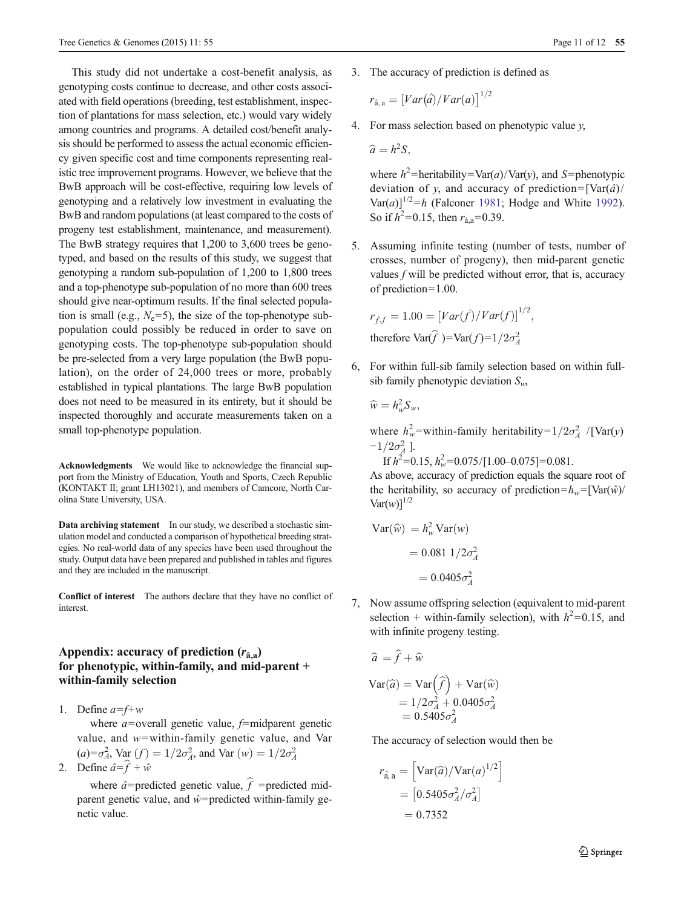This study did not undertake a cost-benefit analysis, as genotyping costs continue to decrease, and other costs associated with field operations (breeding, test establishment, inspection of plantations for mass selection, etc.) would vary widely among countries and programs. A detailed cost/benefit analysis should be performed to assess the actual economic efficiency given specific cost and time components representing realistic tree improvement programs. However, we believe that the BwB approach will be cost-effective, requiring low levels of genotyping and a relatively low investment in evaluating the BwB and random populations (at least compared to the costs of progeny test establishment, maintenance, and measurement). The BwB strategy requires that 1,200 to 3,600 trees be genotyped, and based on the results of this study, we suggest that genotyping a random sub-population of 1,200 to 1,800 trees and a top-phenotype sub-population of no more than 600 trees should give near-optimum results. If the final selected population is small (e.g., $N_e$=5), the size of the top-phenotype sub-population could possibly be reduced in order to save on genotyping costs. The top-phenotype sub-population should be pre-selected from a very large population (the BwB population), on the order of 24,000 trees or more, probably established in typical plantations. The large BwB population does not need to be measured in its entirety, but it should be inspected thoroughly and accurate measurements taken on a small top-phenotype population.

**Acknowledgments** We would like to acknowledge the financial support from the Ministry of Education, Youth and Sports, Czech Republic (KONTAKT II; grant LH13021), and members of Camcore, North Carolina State University, USA.

**Data archiving statement** In our study, we described a stochastic simulation model and conducted a comparison of hypothetical breeding strategies. No real-world data of any species have been used throughout the study. Output data have been prepared and published in tables and figures and they are included in the manuscript.

**Conflict of interest** The authors declare that they have no conflict of interest.

## Appendix: accuracy of prediction ($r_{\hat{a},a}$) for phenotypic, within-family, and mid-parent + within-family selection

1. Define $a=f+w$

   where $a$=overall genetic value, $f$=midparent genetic value, and $w$=within-family genetic value, and $Var(a)=\sigma_A^2$, $Var(f)=1/2\sigma_A^2$, and $Var(w)=1/2\sigma_A^2$

2. Define $\hat{a}=\hat{f}+\hat{w}$

   where $\hat{a}$=predicted genetic value, $\hat{f}$ =predicted mid-parent genetic value, and $\hat{w}$=predicted within-family genetic value.

3. The accuracy of prediction is defined as

   $$r_{\hat{a},a}=\left[Var(\hat{a})/Var(a)\right]^{1/2}$$

4. For mass selection based on phenotypic value $y$,

   $$\hat{a}=h^2S,$$

   where $h^2$=heritability=Var($a$)/Var($y$), and $S$=phenotypic deviation of $y$, and accuracy of prediction=[Var($\hat{a}$)/Var($a$)]$^{1/2}$=$h$ (Falconer 1981; Hodge and White 1992). So if $h^2$=0.15, then $r_{\hat{a},a}$=0.39.

5. Assuming infinite testing (number of tests, number of crosses, number of progeny), then mid-parent genetic values $f$ will be predicted without error, that is, accuracy of prediction=1.00.

   $$r_{\hat{f},f}=1.00=\left[Var(\hat{f})/Var(f)\right]^{1/2},$$

   therefore $Var(\hat{f})=Var(f)=1/2\sigma_A^2$

6. For within full-sib family selection based on within full-sib family phenotypic deviation $S_w$,

   $$\hat{w}=h_w^2S_w,$$

   where $h_w^2$=within-family heritability=$1/2\sigma_A^2$ /[Var($y$) $-1/2\sigma_A^2$ ].

   If $h^2$=0.15, $h_w^2$=0.075/[1.00–0.075]=0.081.

   As above, accuracy of prediction equals the square root of the heritability, so accuracy of prediction=$h_w$=[Var($\hat{w}$)/Var($w$)]$^{1/2}$

   $$\begin{aligned}\mathrm{Var}(\hat{w}) &= h_w^2\,\mathrm{Var}(w)\\ &= 0.081\;1/2\sigma_A^2\\ &= 0.0405\sigma_A^2\end{aligned}$$

7. Now assume offspring selection (equivalent to mid-parent selection + within-family selection), with $h^2$=0.15, and with infinite progeny testing.

   $$\hat{a}=\hat{f}+\hat{w}$$

   $$\begin{aligned}\mathrm{Var}(\hat{a}) &= \mathrm{Var}\left(\hat{f}\right)+\mathrm{Var}(\hat{w})\\ &= 1/2\sigma_A^2+0.0405\sigma_A^2\\ &= 0.5405\sigma_A^2\end{aligned}$$

   The accuracy of selection would then be

   $$\begin{aligned}r_{\hat{a},a} &= \left[\mathrm{Var}(\hat{a})/\mathrm{Var}(a)^{1/2}\right]\\ &= \left[0.5405\sigma_A^2/\sigma_A^2\right]\\ &= 0.7352\end{aligned}$$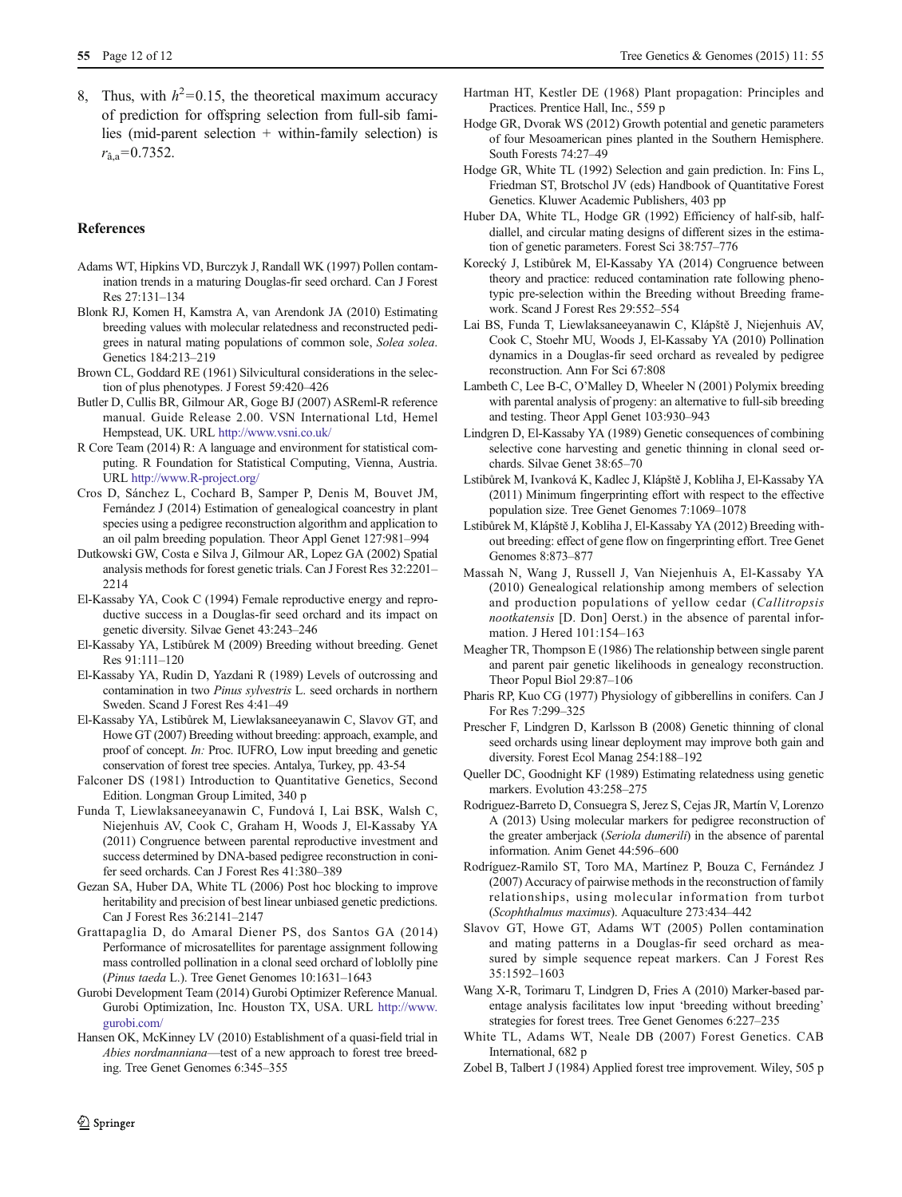8. Thus, with $h^2=0.15$, the theoretical maximum accuracy of prediction for offspring selection from full-sib families (mid-parent selection + within-family selection) is $r_{\hat{a},a}=0.7352$.

## References

Adams WT, Hipkins VD, Burczyk J, Randall WK (1997) Pollen contamination trends in a maturing Douglas-fir seed orchard. Can J Forest Res 27:131–134

Blonk RJ, Komen H, Kamstra A, van Arendonk JA (2010) Estimating breeding values with molecular relatedness and reconstructed pedigrees in natural mating populations of common sole, *Solea solea*. Genetics 184:213–219

Brown CL, Goddard RE (1961) Silvicultural considerations in the selection of plus phenotypes. J Forest 59:420–426

Butler D, Cullis BR, Gilmour AR, Goge BJ (2007) ASReml-R reference manual. Guide Release 2.00. VSN International Ltd, Hemel Hempstead, UK. URL http://www.vsni.co.uk/

R Core Team (2014) R: A language and environment for statistical computing. R Foundation for Statistical Computing, Vienna, Austria. URL http://www.R-project.org/

Cros D, Sánchez L, Cochard B, Samper P, Denis M, Bouvet JM, Fernández J (2014) Estimation of genealogical coancestry in plant species using a pedigree reconstruction algorithm and application to an oil palm breeding population. Theor Appl Genet 127:981–994

Dutkowski GW, Costa e Silva J, Gilmour AR, Lopez GA (2002) Spatial analysis methods for forest genetic trials. Can J Forest Res 32:2201–2214

El-Kassaby YA, Cook C (1994) Female reproductive energy and reproductive success in a Douglas-fir seed orchard and its impact on genetic diversity. Silvae Genet 43:243–246

El-Kassaby YA, Lstibůrek M (2009) Breeding without breeding. Genet Res 91:111–120

El-Kassaby YA, Rudin D, Yazdani R (1989) Levels of outcrossing and contamination in two *Pinus sylvestris* L. seed orchards in northern Sweden. Scand J Forest Res 4:41–49

El-Kassaby YA, Lstibůrek M, Liewlaksaneeyanawin C, Slavov GT, and Howe GT (2007) Breeding without breeding: approach, example, and proof of concept. *In:* Proc. IUFRO, Low input breeding and genetic conservation of forest tree species. Antalya, Turkey, pp. 43-54

Falconer DS (1981) Introduction to Quantitative Genetics, Second Edition. Longman Group Limited, 340 p

Funda T, Liewlaksaneeyanawin C, Fundová I, Lai BSK, Walsh C, Niejenhuis AV, Cook C, Graham H, Woods J, El-Kassaby YA (2011) Congruence between parental reproductive investment and success determined by DNA-based pedigree reconstruction in conifer seed orchards. Can J Forest Res 41:380–389

Gezan SA, Huber DA, White TL (2006) Post hoc blocking to improve heritability and precision of best linear unbiased genetic predictions. Can J Forest Res 36:2141–2147

Grattapaglia D, do Amaral Diener PS, dos Santos GA (2014) Performance of microsatellites for parentage assignment following mass controlled pollination in a clonal seed orchard of loblolly pine (*Pinus taeda* L.). Tree Genet Genomes 10:1631–1643

Gurobi Development Team (2014) Gurobi Optimizer Reference Manual. Gurobi Optimization, Inc. Houston TX, USA. URL http://www.gurobi.com/

Hansen OK, McKinney LV (2010) Establishment of a quasi-field trial in *Abies nordmanniana*—test of a new approach to forest tree breeding. Tree Genet Genomes 6:345–355

Hartman HT, Kestler DE (1968) Plant propagation: Principles and Practices. Prentice Hall, Inc., 559 p

Hodge GR, Dvorak WS (2012) Growth potential and genetic parameters of four Mesoamerican pines planted in the Southern Hemisphere. South Forests 74:27–49

Hodge GR, White TL (1992) Selection and gain prediction. In: Fins L, Friedman ST, Brotschol JV (eds) Handbook of Quantitative Forest Genetics. Kluwer Academic Publishers, 403 pp

Huber DA, White TL, Hodge GR (1992) Efficiency of half-sib, half-diallel, and circular mating designs of different sizes in the estimation of genetic parameters. Forest Sci 38:757–776

Korecký J, Lstibůrek M, El-Kassaby YA (2014) Congruence between theory and practice: reduced contamination rate following phenotypic pre-selection within the Breeding without Breeding framework. Scand J Forest Res 29:552–554

Lai BS, Funda T, Liewlaksaneeyanawin C, Klápště J, Niejenhuis AV, Cook C, Stoehr MU, Woods J, El-Kassaby YA (2010) Pollination dynamics in a Douglas-fir seed orchard as revealed by pedigree reconstruction. Ann For Sci 67:808

Lambeth C, Lee B-C, O'Malley D, Wheeler N (2001) Polymix breeding with parental analysis of progeny: an alternative to full-sib breeding and testing. Theor Appl Genet 103:930–943

Lindgren D, El-Kassaby YA (1989) Genetic consequences of combining selective cone harvesting and genetic thinning in clonal seed orchards. Silvae Genet 38:65–70

Lstibůrek M, Ivanková K, Kadlec J, Klápště J, Kobliha J, El-Kassaby YA (2011) Minimum fingerprinting effort with respect to the effective population size. Tree Genet Genomes 7:1069–1078

Lstibůrek M, Klápště J, Kobliha J, El-Kassaby YA (2012) Breeding without breeding: effect of gene flow on fingerprinting effort. Tree Genet Genomes 8:873–877

Massah N, Wang J, Russell J, Van Niejenhuis A, El-Kassaby YA (2010) Genealogical relationship among members of selection and production populations of yellow cedar (*Callitropsis nootkatensis* [D. Don] Oerst.) in the absence of parental information. J Hered 101:154–163

Meagher TR, Thompson E (1986) The relationship between single parent and parent pair genetic likelihoods in genealogy reconstruction. Theor Popul Biol 29:87–106

Pharis RP, Kuo CG (1977) Physiology of gibberellins in conifers. Can J For Res 7:299–325

Prescher F, Lindgren D, Karlsson B (2008) Genetic thinning of clonal seed orchards using linear deployment may improve both gain and diversity. Forest Ecol Manag 254:188–192

Queller DC, Goodnight KF (1989) Estimating relatedness using genetic markers. Evolution 43:258–275

Rodriguez-Barreto D, Consuegra S, Jerez S, Cejas JR, Martín V, Lorenzo A (2013) Using molecular markers for pedigree reconstruction of the greater amberjack (*Seriola dumerili*) in the absence of parental information. Anim Genet 44:596–600

Rodríguez-Ramilo ST, Toro MA, Martínez P, Bouza C, Fernández J (2007) Accuracy of pairwise methods in the reconstruction of family relationships, using molecular information from turbot (*Scophthalmus maximus*). Aquaculture 273:434–442

Slavov GT, Howe GT, Adams WT (2005) Pollen contamination and mating patterns in a Douglas-fir seed orchard as measured by simple sequence repeat markers. Can J Forest Res 35:1592–1603

Wang X-R, Torimaru T, Lindgren D, Fries A (2010) Marker-based parentage analysis facilitates low input 'breeding without breeding' strategies for forest trees. Tree Genet Genomes 6:227–235

White TL, Adams WT, Neale DB (2007) Forest Genetics. CAB International, 682 p

Zobel B, Talbert J (1984) Applied forest tree improvement. Wiley, 505 p